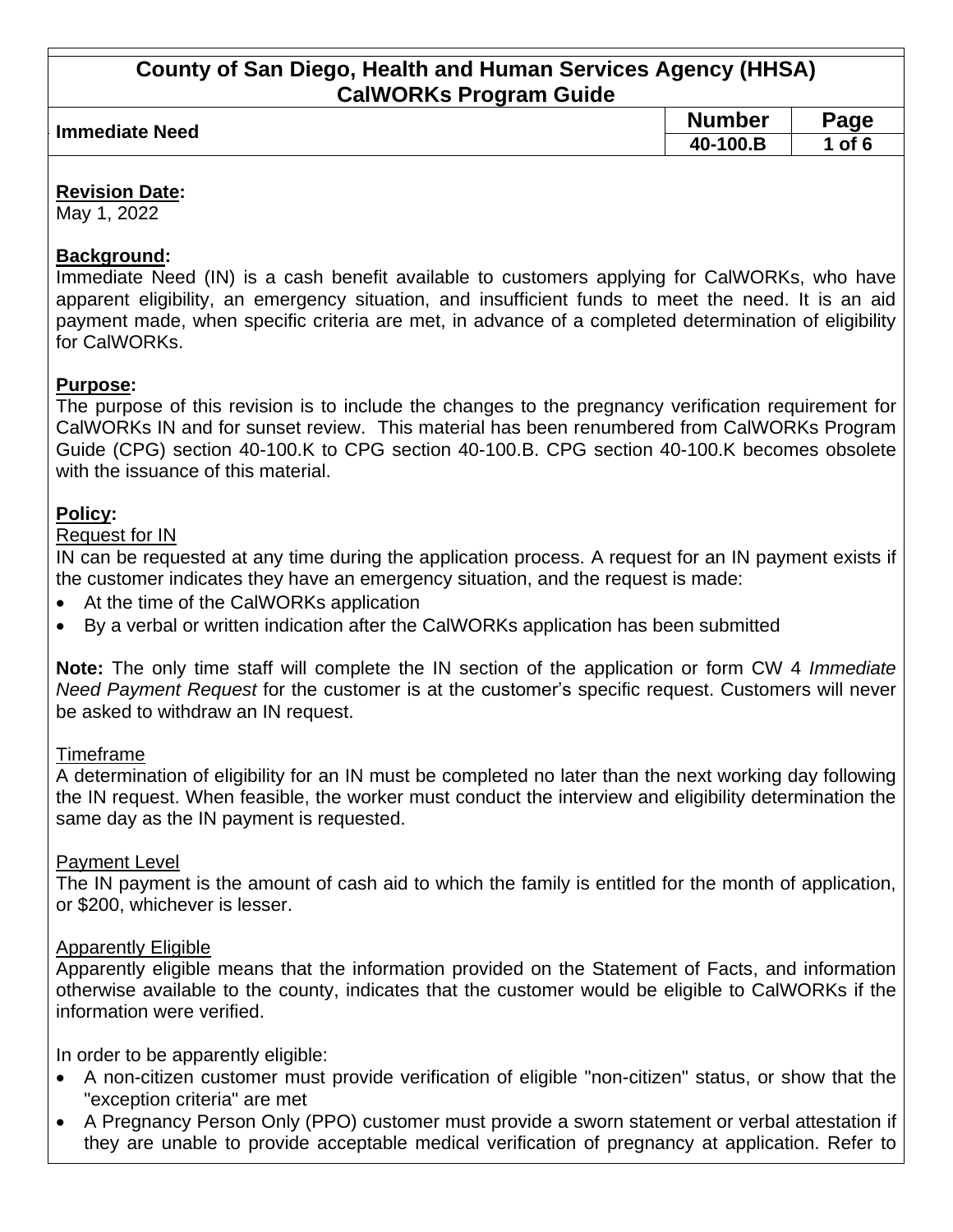# County of San Diego, Health and Human Services Agency (HHSA) CalWORKs Program Guide

| Immediate Need | Number | Page |
|---|---|---|
| | 40-100.B | 1 of 6 |

**Revision Date:**
May 1, 2022

**Background:**
Immediate Need (IN) is a cash benefit available to customers applying for CalWORKs, who have apparent eligibility, an emergency situation, and insufficient funds to meet the need. It is an aid payment made, when specific criteria are met, in advance of a completed determination of eligibility for CalWORKs.

**Purpose:**
The purpose of this revision is to include the changes to the pregnancy verification requirement for CalWORKs IN and for sunset review. This material has been renumbered from CalWORKs Program Guide (CPG) section 40-100.K to CPG section 40-100.B. CPG section 40-100.K becomes obsolete with the issuance of this material.

**Policy:**

Request for IN

IN can be requested at any time during the application process. A request for an IN payment exists if the customer indicates they have an emergency situation, and the request is made:

- At the time of the CalWORKs application
- By a verbal or written indication after the CalWORKs application has been submitted

**Note:** The only time staff will complete the IN section of the application or form CW 4 *Immediate Need Payment Request* for the customer is at the customer's specific request. Customers will never be asked to withdraw an IN request.

Timeframe

A determination of eligibility for an IN must be completed no later than the next working day following the IN request. When feasible, the worker must conduct the interview and eligibility determination the same day as the IN payment is requested.

Payment Level

The IN payment is the amount of cash aid to which the family is entitled for the month of application, or $200, whichever is lesser.

Apparently Eligible

Apparently eligible means that the information provided on the Statement of Facts, and information otherwise available to the county, indicates that the customer would be eligible to CalWORKs if the information were verified.

In order to be apparently eligible:

- A non-citizen customer must provide verification of eligible "non-citizen" status, or show that the "exception criteria" are met
- A Pregnancy Person Only (PPO) customer must provide a sworn statement or verbal attestation if they are unable to provide acceptable medical verification of pregnancy at application. Refer to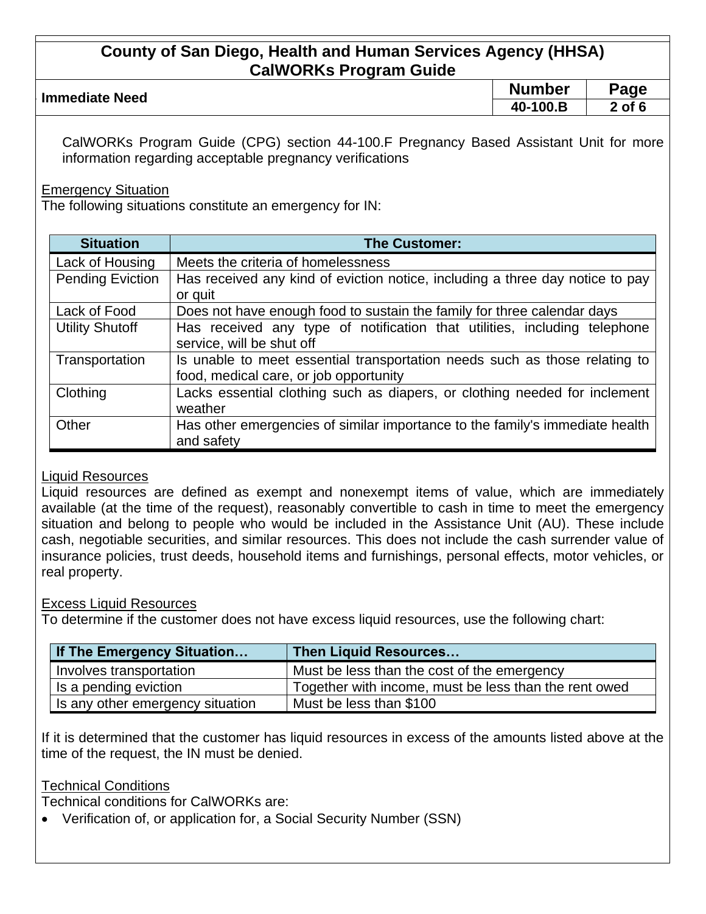CalWORKs Program Guide (CPG) section 44-100.F Pregnancy Based Assistant Unit for more information regarding acceptable pregnancy verifications

<u>Emergency Situation</u>

The following situations constitute an emergency for IN:

| Situation | The Customer: |
|---|---|
| Lack of Housing | Meets the criteria of homelessness |
| Pending Eviction | Has received any kind of eviction notice, including a three day notice to pay or quit |
| Lack of Food | Does not have enough food to sustain the family for three calendar days |
| Utility Shutoff | Has received any type of notification that utilities, including telephone service, will be shut off |
| Transportation | Is unable to meet essential transportation needs such as those relating to food, medical care, or job opportunity |
| Clothing | Lacks essential clothing such as diapers, or clothing needed for inclement weather |
| Other | Has other emergencies of similar importance to the family's immediate health and safety |

<u>Liquid Resources</u>

Liquid resources are defined as exempt and nonexempt items of value, which are immediately available (at the time of the request), reasonably convertible to cash in time to meet the emergency situation and belong to people who would be included in the Assistance Unit (AU). These include cash, negotiable securities, and similar resources. This does not include the cash surrender value of insurance policies, trust deeds, household items and furnishings, personal effects, motor vehicles, or real property.

<u>Excess Liquid Resources</u>

To determine if the customer does not have excess liquid resources, use the following chart:

| If The Emergency Situation… | Then Liquid Resources… |
|---|---|
| Involves transportation | Must be less than the cost of the emergency |
| Is a pending eviction | Together with income, must be less than the rent owed |
| Is any other emergency situation | Must be less than $100 |

If it is determined that the customer has liquid resources in excess of the amounts listed above at the time of the request, the IN must be denied.

<u>Technical Conditions</u>

Technical conditions for CalWORKs are:

- Verification of, or application for, a Social Security Number (SSN)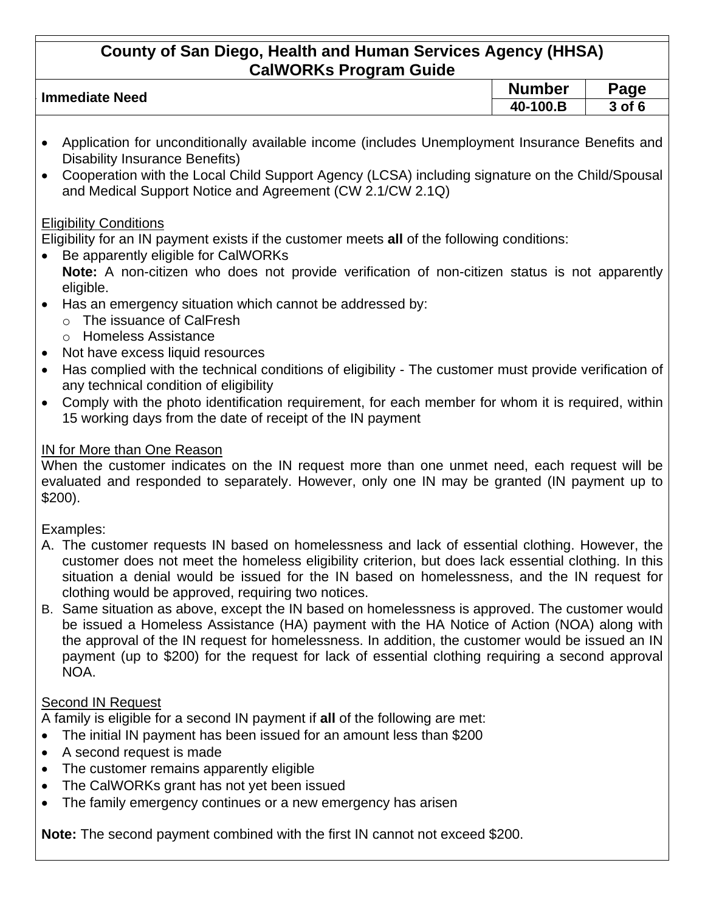- Application for unconditionally available income (includes Unemployment Insurance Benefits and Disability Insurance Benefits)
- Cooperation with the Local Child Support Agency (LCSA) including signature on the Child/Spousal and Medical Support Notice and Agreement (CW 2.1/CW 2.1Q)

Eligibility Conditions

Eligibility for an IN payment exists if the customer meets **all** of the following conditions:

- Be apparently eligible for CalWORKs
  **Note:** A non-citizen who does not provide verification of non-citizen status is not apparently eligible.
- Has an emergency situation which cannot be addressed by:
  - The issuance of CalFresh
  - Homeless Assistance
- Not have excess liquid resources
- Has complied with the technical conditions of eligibility - The customer must provide verification of any technical condition of eligibility
- Comply with the photo identification requirement, for each member for whom it is required, within 15 working days from the date of receipt of the IN payment

IN for More than One Reason

When the customer indicates on the IN request more than one unmet need, each request will be evaluated and responded to separately. However, only one IN may be granted (IN payment up to $200).

Examples:

A. The customer requests IN based on homelessness and lack of essential clothing. However, the customer does not meet the homeless eligibility criterion, but does lack essential clothing. In this situation a denial would be issued for the IN based on homelessness, and the IN request for clothing would be approved, requiring two notices.

B. Same situation as above, except the IN based on homelessness is approved. The customer would be issued a Homeless Assistance (HA) payment with the HA Notice of Action (NOA) along with the approval of the IN request for homelessness. In addition, the customer would be issued an IN payment (up to $200) for the request for lack of essential clothing requiring a second approval NOA.

Second IN Request

A family is eligible for a second IN payment if **all** of the following are met:

- The initial IN payment has been issued for an amount less than $200
- A second request is made
- The customer remains apparently eligible
- The CalWORKs grant has not yet been issued
- The family emergency continues or a new emergency has arisen

**Note:** The second payment combined with the first IN cannot not exceed $200.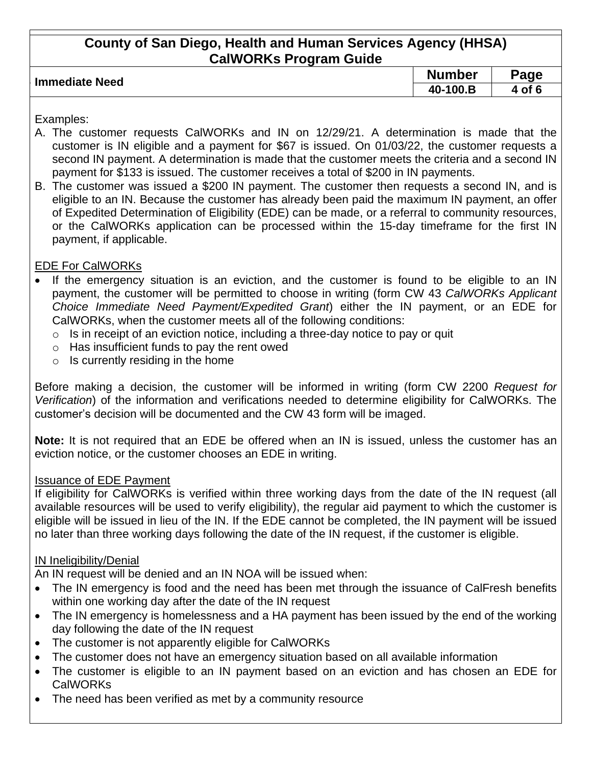Examples:

A. The customer requests CalWORKs and IN on 12/29/21. A determination is made that the customer is IN eligible and a payment for $67 is issued. On 01/03/22, the customer requests a second IN payment. A determination is made that the customer meets the criteria and a second IN payment for $133 is issued. The customer receives a total of $200 in IN payments.
B. The customer was issued a $200 IN payment. The customer then requests a second IN, and is eligible to an IN. Because the customer has already been paid the maximum IN payment, an offer of Expedited Determination of Eligibility (EDE) can be made, or a referral to community resources, or the CalWORKs application can be processed within the 15-day timeframe for the first IN payment, if applicable.

<u>EDE For CalWORKs</u>

- If the emergency situation is an eviction, and the customer is found to be eligible to an IN payment, the customer will be permitted to choose in writing (form CW 43 *CalWORKs Applicant Choice Immediate Need Payment/Expedited Grant*) either the IN payment, or an EDE for CalWORKs, when the customer meets all of the following conditions:
    - Is in receipt of an eviction notice, including a three-day notice to pay or quit
    - Has insufficient funds to pay the rent owed
    - Is currently residing in the home

Before making a decision, the customer will be informed in writing (form CW 2200 *Request for Verification*) of the information and verifications needed to determine eligibility for CalWORKs. The customer's decision will be documented and the CW 43 form will be imaged.

**Note:** It is not required that an EDE be offered when an IN is issued, unless the customer has an eviction notice, or the customer chooses an EDE in writing.

<u>Issuance of EDE Payment</u>

If eligibility for CalWORKs is verified within three working days from the date of the IN request (all available resources will be used to verify eligibility), the regular aid payment to which the customer is eligible will be issued in lieu of the IN. If the EDE cannot be completed, the IN payment will be issued no later than three working days following the date of the IN request, if the customer is eligible.

<u>IN Ineligibility/Denial</u>

An IN request will be denied and an IN NOA will be issued when:

- The IN emergency is food and the need has been met through the issuance of CalFresh benefits within one working day after the date of the IN request
- The IN emergency is homelessness and a HA payment has been issued by the end of the working day following the date of the IN request
- The customer is not apparently eligible for CalWORKs
- The customer does not have an emergency situation based on all available information
- The customer is eligible to an IN payment based on an eviction and has chosen an EDE for CalWORKs
- The need has been verified as met by a community resource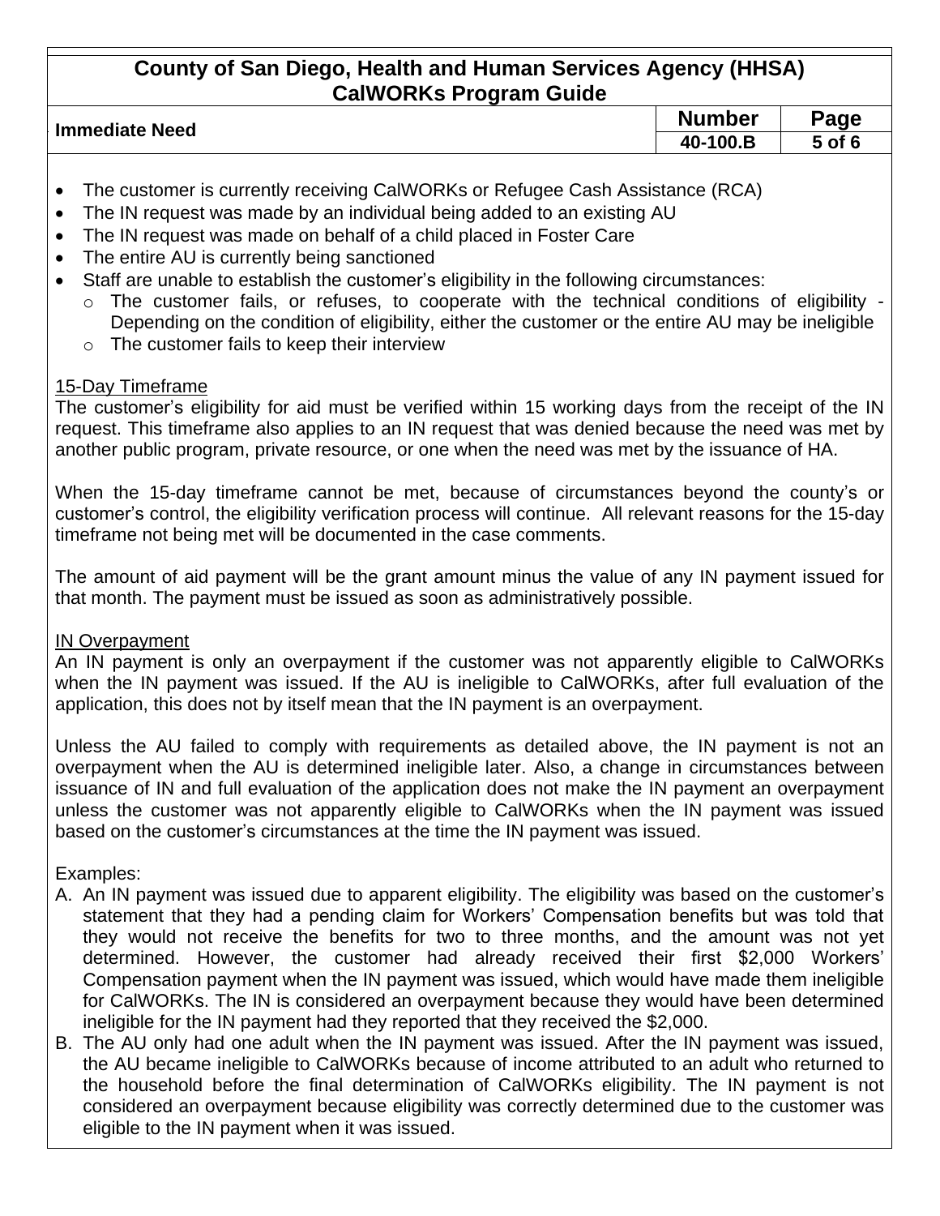- The customer is currently receiving CalWORKs or Refugee Cash Assistance (RCA)
- The IN request was made by an individual being added to an existing AU
- The IN request was made on behalf of a child placed in Foster Care
- The entire AU is currently being sanctioned
- Staff are unable to establish the customer's eligibility in the following circumstances:
  - The customer fails, or refuses, to cooperate with the technical conditions of eligibility - Depending on the condition of eligibility, either the customer or the entire AU may be ineligible
  - The customer fails to keep their interview

<u>15-Day Timeframe</u>

The customer's eligibility for aid must be verified within 15 working days from the receipt of the IN request. This timeframe also applies to an IN request that was denied because the need was met by another public program, private resource, or one when the need was met by the issuance of HA.

When the 15-day timeframe cannot be met, because of circumstances beyond the county's or customer's control, the eligibility verification process will continue. All relevant reasons for the 15-day timeframe not being met will be documented in the case comments.

The amount of aid payment will be the grant amount minus the value of any IN payment issued for that month. The payment must be issued as soon as administratively possible.

<u>IN Overpayment</u>

An IN payment is only an overpayment if the customer was not apparently eligible to CalWORKs when the IN payment was issued. If the AU is ineligible to CalWORKs, after full evaluation of the application, this does not by itself mean that the IN payment is an overpayment.

Unless the AU failed to comply with requirements as detailed above, the IN payment is not an overpayment when the AU is determined ineligible later. Also, a change in circumstances between issuance of IN and full evaluation of the application does not make the IN payment an overpayment unless the customer was not apparently eligible to CalWORKs when the IN payment was issued based on the customer's circumstances at the time the IN payment was issued.

Examples:

A. An IN payment was issued due to apparent eligibility. The eligibility was based on the customer's statement that they had a pending claim for Workers' Compensation benefits but was told that they would not receive the benefits for two to three months, and the amount was not yet determined. However, the customer had already received their first $2,000 Workers' Compensation payment when the IN payment was issued, which would have made them ineligible for CalWORKs. The IN is considered an overpayment because they would have been determined ineligible for the IN payment had they reported that they received the $2,000.
B. The AU only had one adult when the IN payment was issued. After the IN payment was issued, the AU became ineligible to CalWORKs because of income attributed to an adult who returned to the household before the final determination of CalWORKs eligibility. The IN payment is not considered an overpayment because eligibility was correctly determined due to the customer was eligible to the IN payment when it was issued.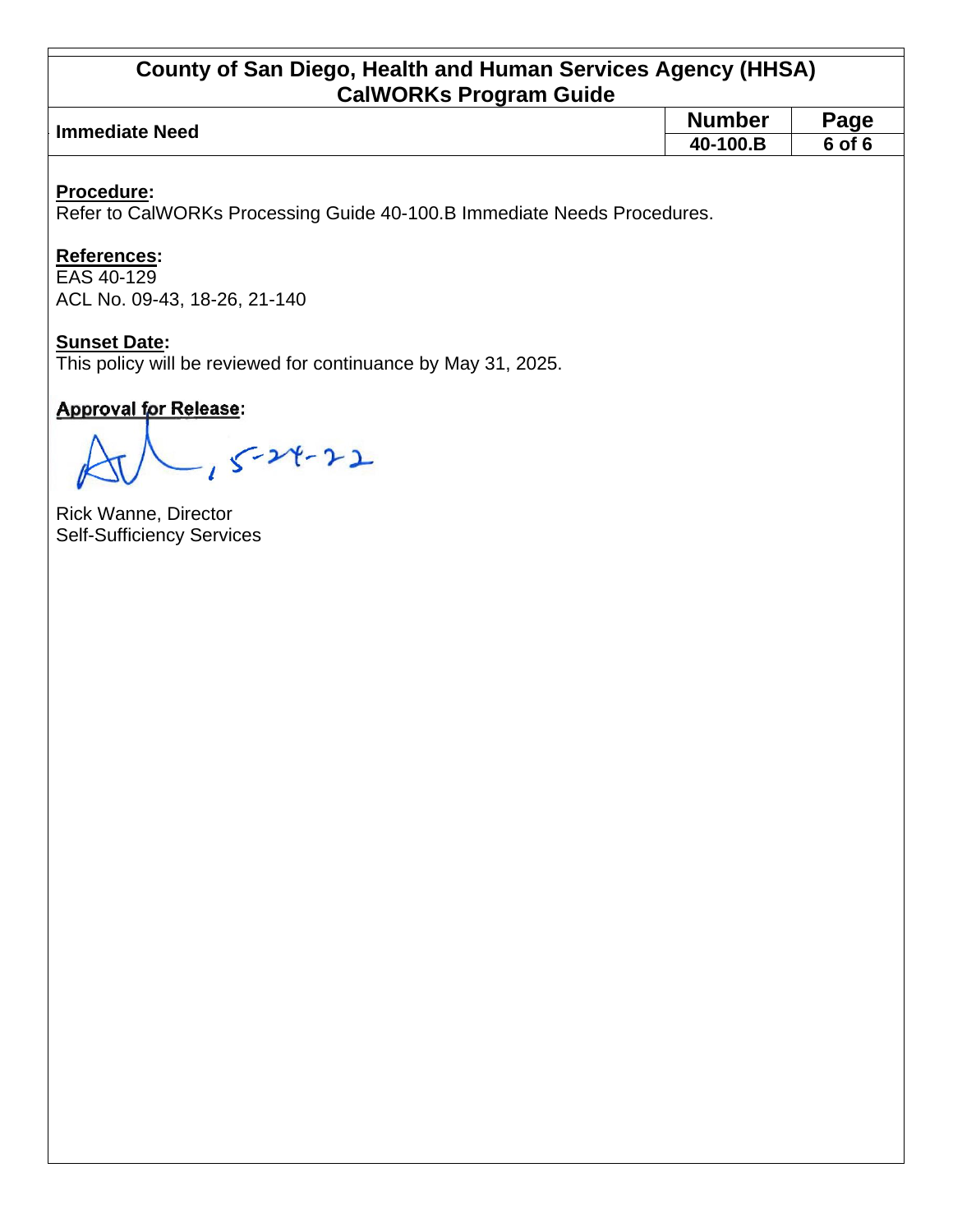**Procedure:**
Refer to CalWORKs Processing Guide 40-100.B Immediate Needs Procedures.

**References:**
EAS 40-129
ACL No. 09-43, 18-26, 21-140

**Sunset Date:**
This policy will be reviewed for continuance by May 31, 2025.

**Approval for Release:**

5-24-22

Rick Wanne, Director
Self-Sufficiency Services